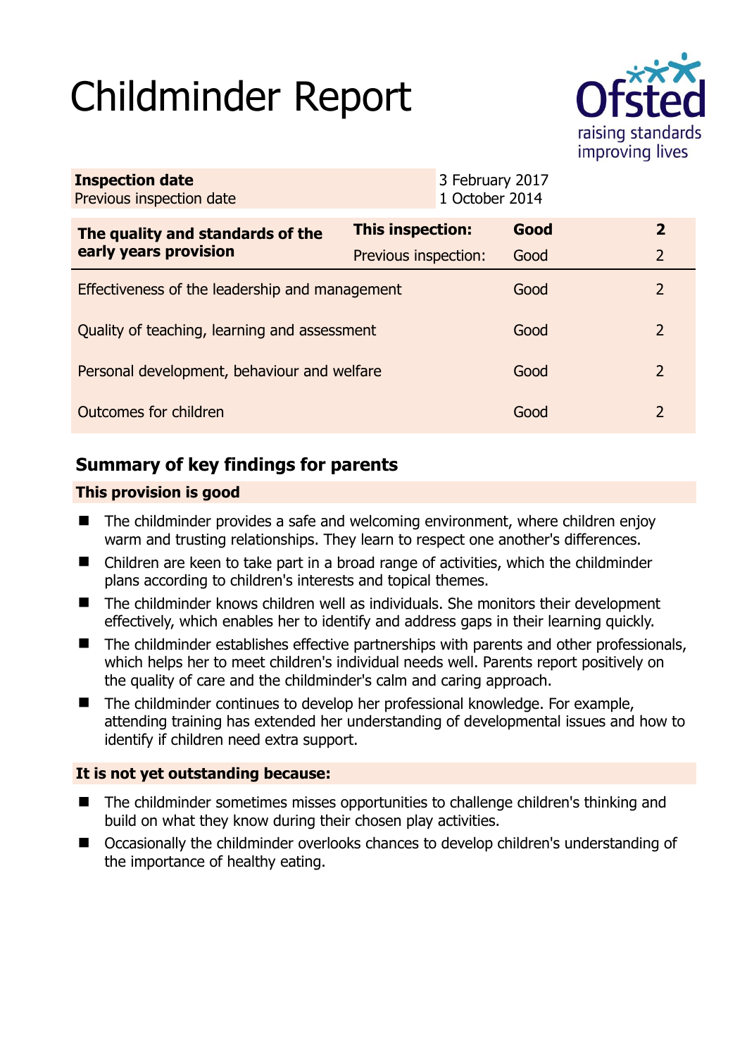# Childminder Report

Ofsted
raising standards
improving lives

| **Inspection date** | 3 February 2017 |
|---|---|
| Previous inspection date | 1 October 2014 |

| **The quality and standards of the early years provision** | **This inspection:** | **Good** | **2** |
|---|---|---|---|
| | Previous inspection: | Good | 2 |
| Effectiveness of the leadership and management | | Good | 2 |
| Quality of teaching, learning and assessment | | Good | 2 |
| Personal development, behaviour and welfare | | Good | 2 |
| Outcomes for children | | Good | 2 |

## Summary of key findings for parents

### This provision is good

- The childminder provides a safe and welcoming environment, where children enjoy warm and trusting relationships. They learn to respect one another's differences.
- Children are keen to take part in a broad range of activities, which the childminder plans according to children's interests and topical themes.
- The childminder knows children well as individuals. She monitors their development effectively, which enables her to identify and address gaps in their learning quickly.
- The childminder establishes effective partnerships with parents and other professionals, which helps her to meet children's individual needs well. Parents report positively on the quality of care and the childminder's calm and caring approach.
- The childminder continues to develop her professional knowledge. For example, attending training has extended her understanding of developmental issues and how to identify if children need extra support.

### It is not yet outstanding because:

- The childminder sometimes misses opportunities to challenge children's thinking and build on what they know during their chosen play activities.
- Occasionally the childminder overlooks chances to develop children's understanding of the importance of healthy eating.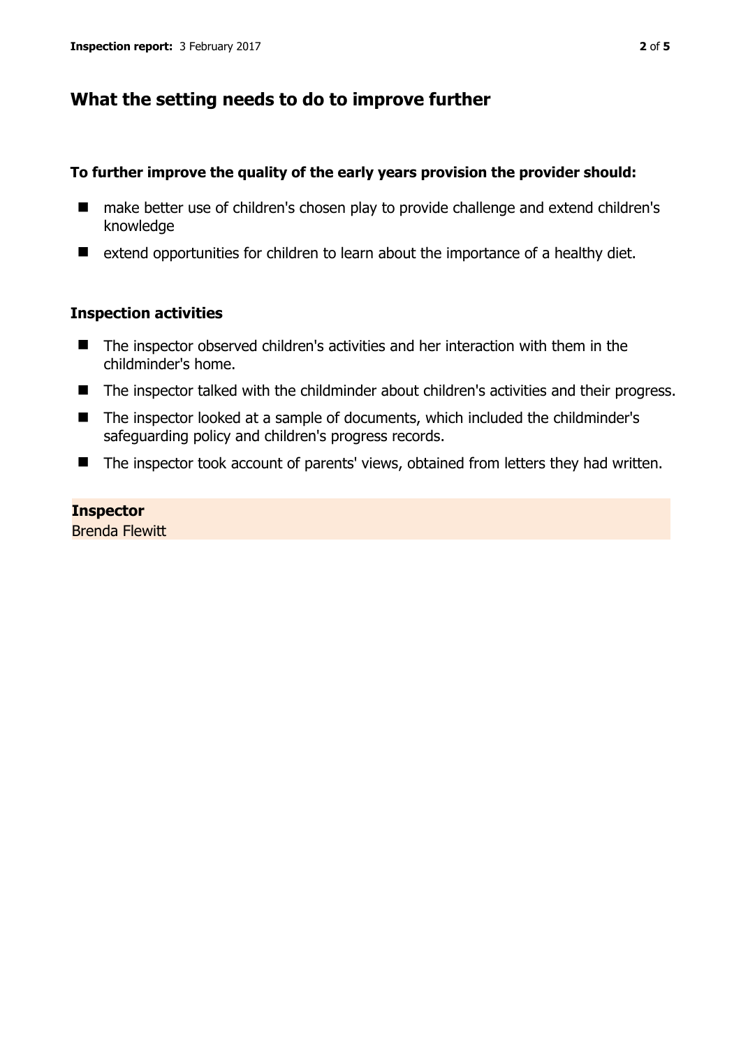## What the setting needs to do to improve further

### To further improve the quality of the early years provision the provider should:

- make better use of children's chosen play to provide challenge and extend children's knowledge
- extend opportunities for children to learn about the importance of a healthy diet.

### Inspection activities

- The inspector observed children's activities and her interaction with them in the childminder's home.
- The inspector talked with the childminder about children's activities and their progress.
- The inspector looked at a sample of documents, which included the childminder's safeguarding policy and children's progress records.
- The inspector took account of parents' views, obtained from letters they had written.

**Inspector**
Brenda Flewitt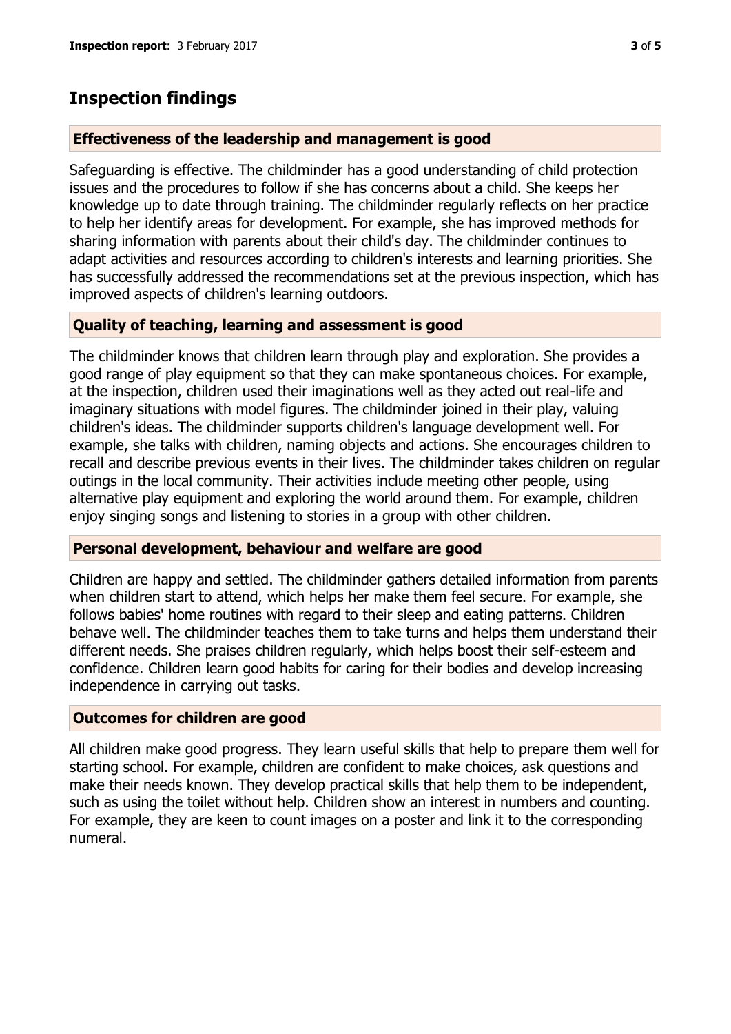## Inspection findings

### Effectiveness of the leadership and management is good

Safeguarding is effective. The childminder has a good understanding of child protection issues and the procedures to follow if she has concerns about a child. She keeps her knowledge up to date through training. The childminder regularly reflects on her practice to help her identify areas for development. For example, she has improved methods for sharing information with parents about their child's day. The childminder continues to adapt activities and resources according to children's interests and learning priorities. She has successfully addressed the recommendations set at the previous inspection, which has improved aspects of children's learning outdoors.

### Quality of teaching, learning and assessment is good

The childminder knows that children learn through play and exploration. She provides a good range of play equipment so that they can make spontaneous choices. For example, at the inspection, children used their imaginations well as they acted out real-life and imaginary situations with model figures. The childminder joined in their play, valuing children's ideas. The childminder supports children's language development well. For example, she talks with children, naming objects and actions. She encourages children to recall and describe previous events in their lives. The childminder takes children on regular outings in the local community. Their activities include meeting other people, using alternative play equipment and exploring the world around them. For example, children enjoy singing songs and listening to stories in a group with other children.

### Personal development, behaviour and welfare are good

Children are happy and settled. The childminder gathers detailed information from parents when children start to attend, which helps her make them feel secure. For example, she follows babies' home routines with regard to their sleep and eating patterns. Children behave well. The childminder teaches them to take turns and helps them understand their different needs. She praises children regularly, which helps boost their self-esteem and confidence. Children learn good habits for caring for their bodies and develop increasing independence in carrying out tasks.

### Outcomes for children are good

All children make good progress. They learn useful skills that help to prepare them well for starting school. For example, children are confident to make choices, ask questions and make their needs known. They develop practical skills that help them to be independent, such as using the toilet without help. Children show an interest in numbers and counting. For example, they are keen to count images on a poster and link it to the corresponding numeral.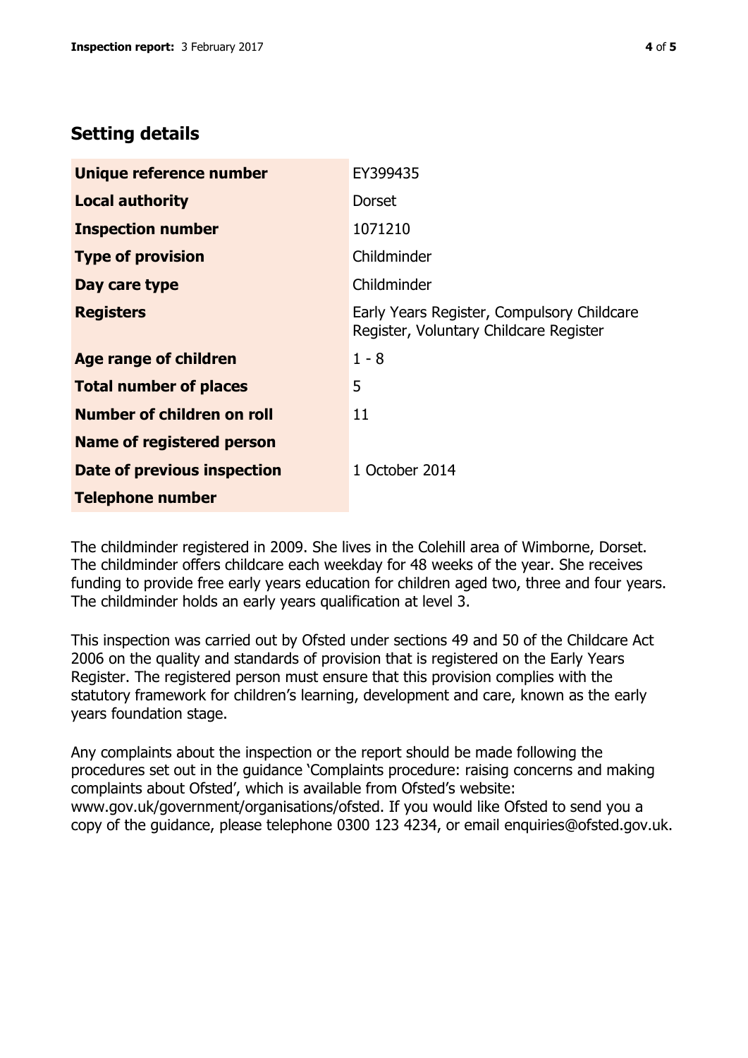## Setting details

| | |
|---|---|
| **Unique reference number** | EY399435 |
| **Local authority** | Dorset |
| **Inspection number** | 1071210 |
| **Type of provision** | Childminder |
| **Day care type** | Childminder |
| **Registers** | Early Years Register, Compulsory Childcare Register, Voluntary Childcare Register |
| **Age range of children** | 1 - 8 |
| **Total number of places** | 5 |
| **Number of children on roll** | 11 |
| **Name of registered person** | |
| **Date of previous inspection** | 1 October 2014 |
| **Telephone number** | |

The childminder registered in 2009. She lives in the Colehill area of Wimborne, Dorset. The childminder offers childcare each weekday for 48 weeks of the year. She receives funding to provide free early years education for children aged two, three and four years. The childminder holds an early years qualification at level 3.

This inspection was carried out by Ofsted under sections 49 and 50 of the Childcare Act 2006 on the quality and standards of provision that is registered on the Early Years Register. The registered person must ensure that this provision complies with the statutory framework for children's learning, development and care, known as the early years foundation stage.

Any complaints about the inspection or the report should be made following the procedures set out in the guidance 'Complaints procedure: raising concerns and making complaints about Ofsted', which is available from Ofsted's website: www.gov.uk/government/organisations/ofsted. If you would like Ofsted to send you a copy of the guidance, please telephone 0300 123 4234, or email enquiries@ofsted.gov.uk.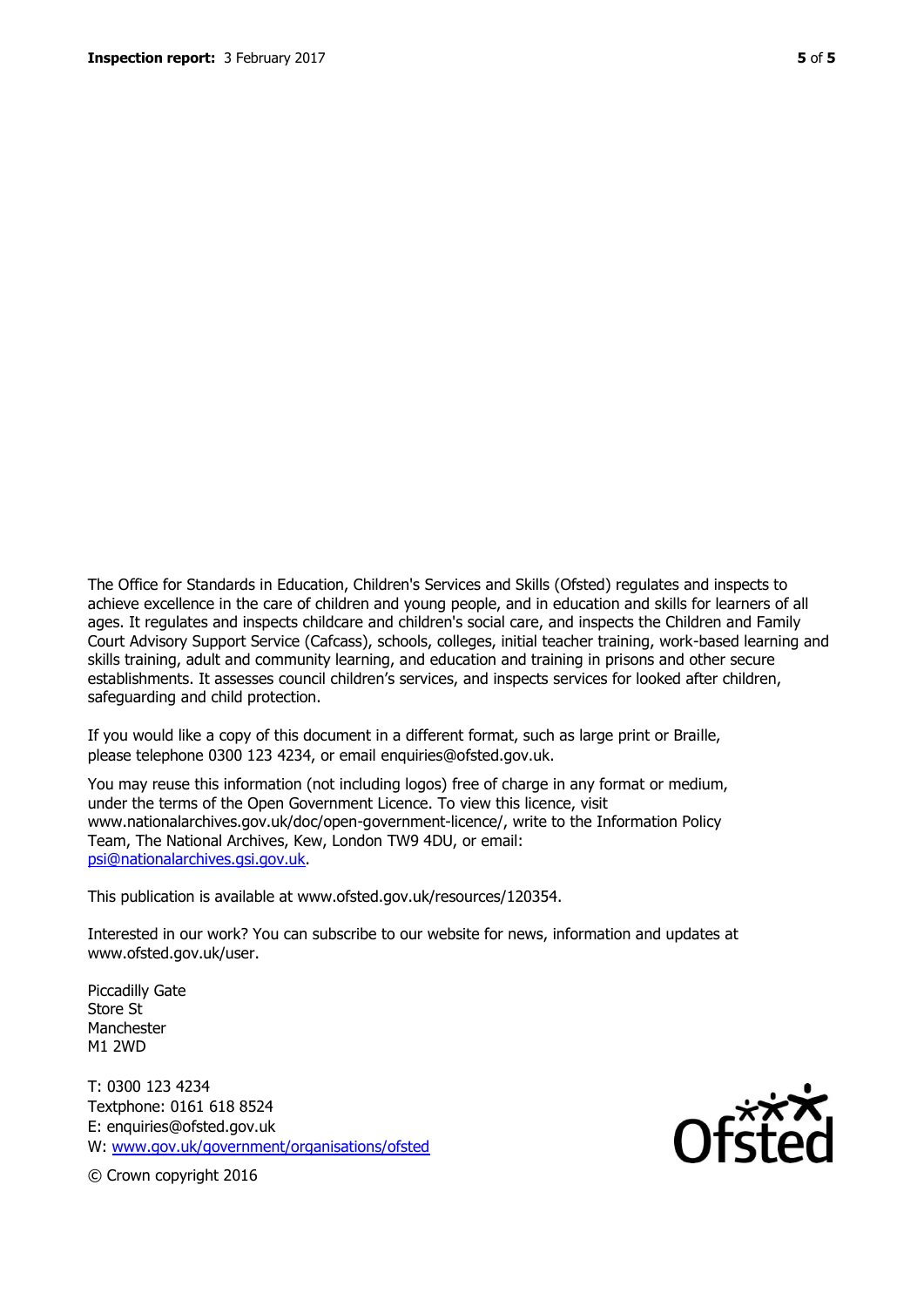The Office for Standards in Education, Children's Services and Skills (Ofsted) regulates and inspects to achieve excellence in the care of children and young people, and in education and skills for learners of all ages. It regulates and inspects childcare and children's social care, and inspects the Children and Family Court Advisory Support Service (Cafcass), schools, colleges, initial teacher training, work-based learning and skills training, adult and community learning, and education and training in prisons and other secure establishments. It assesses council children's services, and inspects services for looked after children, safeguarding and child protection.

If you would like a copy of this document in a different format, such as large print or Braille, please telephone 0300 123 4234, or email enquiries@ofsted.gov.uk.

You may reuse this information (not including logos) free of charge in any format or medium, under the terms of the Open Government Licence. To view this licence, visit www.nationalarchives.gov.uk/doc/open-government-licence/, write to the Information Policy Team, The National Archives, Kew, London TW9 4DU, or email: psi@nationalarchives.gsi.gov.uk.

This publication is available at www.ofsted.gov.uk/resources/120354.

Interested in our work? You can subscribe to our website for news, information and updates at www.ofsted.gov.uk/user.

Piccadilly Gate
Store St
Manchester
M1 2WD

T: 0300 123 4234
Textphone: 0161 618 8524
E: enquiries@ofsted.gov.uk
W: www.gov.uk/government/organisations/ofsted

© Crown copyright 2016